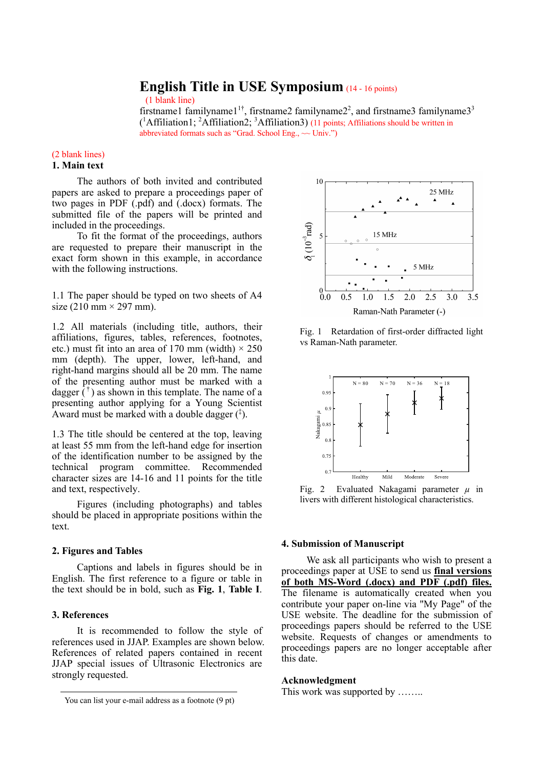# English Title in USE Symposium (14 - 16 points)

(1 blank line)

firstname1 familyname1[1†], firstname2 familyname2[2], and firstname3 familyname3[3]
([1]Affiliation1; [2]Affiliation2; [3]Affiliation3) (11 points; Affiliations should be written in abbreviated formats such as "Grad. School Eng., ~~ Univ.")

(2 blank lines)

## 1. Main text

The authors of both invited and contributed papers are asked to prepare a proceedings paper of two pages in PDF (.pdf) and (.docx) formats. The submitted file of the papers will be printed and included in the proceedings.

To fit the format of the proceedings, authors are requested to prepare their manuscript in the exact form shown in this example, in accordance with the following instructions.

1.1 The paper should be typed on two sheets of A4 size (210 mm × 297 mm).

1.2 All materials (including title, authors, their affiliations, figures, tables, references, footnotes, etc.) must fit into an area of 170 mm (width) × 250 mm (depth). The upper, lower, left-hand, and right-hand margins should all be 20 mm. The name of the presenting author must be marked with a dagger ( † ) as shown in this template. The name of a presenting author applying for a Young Scientist Award must be marked with a double dagger (‡).

1.3 The title should be centered at the top, leaving at least 55 mm from the left-hand edge for insertion of the identification number to be assigned by the technical program committee. Recommended character sizes are 14-16 and 11 points for the title and text, respectively.

Figures (including photographs) and tables should be placed in appropriate positions within the text.

## 2. Figures and Tables

Captions and labels in figures should be in English. The first reference to a figure or table in the text should be in bold, such as **Fig. 1**, **Table I**.

## 3. References

It is recommended to follow the style of references used in JJAP. Examples are shown below. References of related papers contained in recent JJAP special issues of Ultrasonic Electronics are strongly requested.

Fig. 1 Retardation of first-order diffracted light vs Raman-Nath parameter.

Fig. 2 Evaluated Nakagami parameter $\mu$ in livers with different histological characteristics.

## 4. Submission of Manuscript

We ask all participants who wish to present a proceedings paper at USE to send us **final versions of both MS-Word (.docx) and PDF (.pdf) files.** The filename is automatically created when you contribute your paper on-line via "My Page" of the USE website. The deadline for the submission of proceedings papers should be referred to the USE website. Requests of changes or amendments to proceedings papers are no longer acceptable after this date.

### Acknowledgment

This work was supported by ……..

You can list your e-mail address as a footnote (9 pt)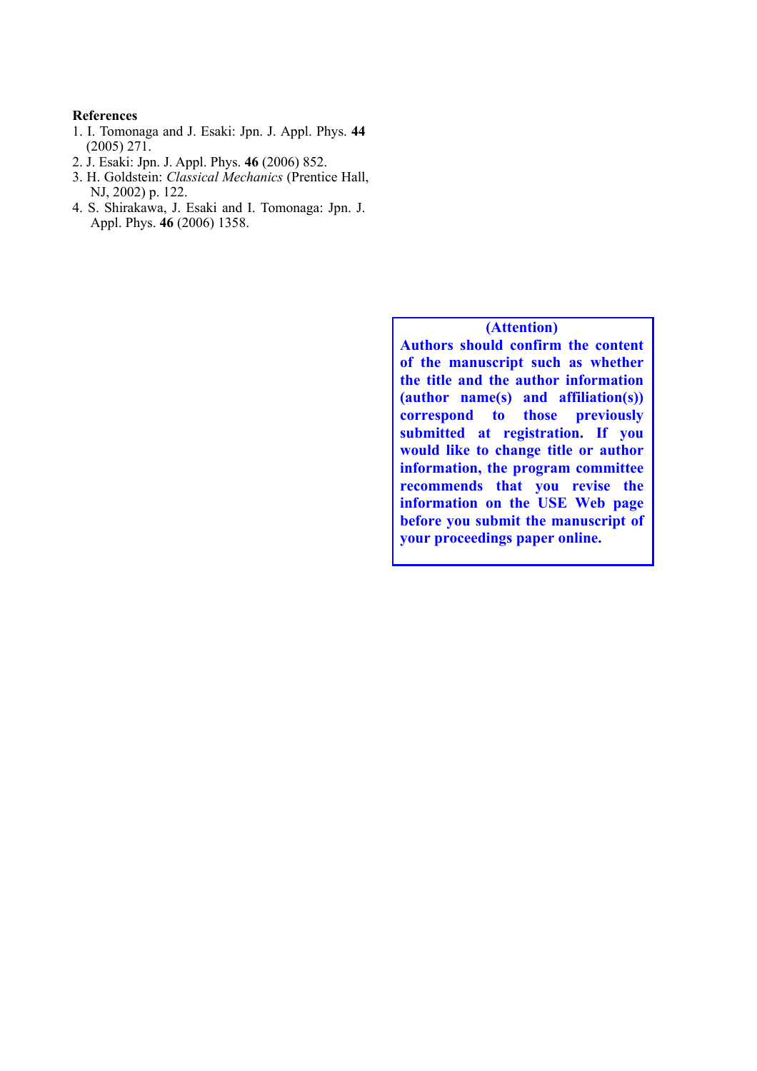**References**

1. I. Tomonaga and J. Esaki: Jpn. J. Appl. Phys. **44** (2005) 271.
2. J. Esaki: Jpn. J. Appl. Phys. **46** (2006) 852.
3. H. Goldstein: *Classical Mechanics* (Prentice Hall, NJ, 2002) p. 122.
4. S. Shirakawa, J. Esaki and I. Tomonaga: Jpn. J. Appl. Phys. **46** (2006) 1358.

**(Attention)**

**Authors should confirm the content of the manuscript such as whether the title and the author information (author name(s) and affiliation(s)) correspond to those previously submitted at registration. If you would like to change title or author information, the program committee recommends that you revise the information on the USE Web page before you submit the manuscript of your proceedings paper online.**